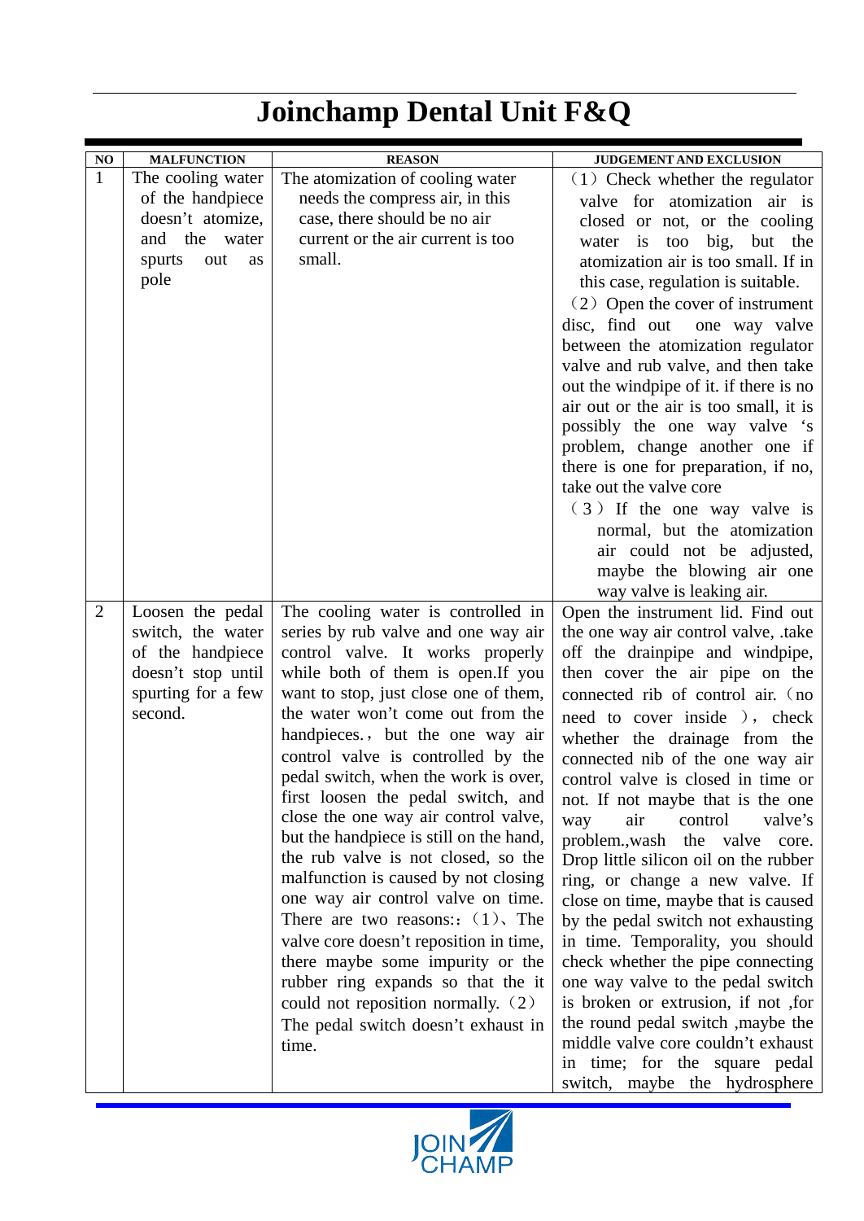# Joinchamp Dental Unit F&Q

| NO | MALFUNCTION | REASON | JUDGEMENT AND EXCLUSION |
|---|---|---|---|
| 1 | The cooling water of the handpiece doesn't atomize, and the water spurts out as pole | The atomization of cooling water needs the compress air, in this case, there should be no air current or the air current is too small. | （1）Check whether the regulator valve for atomization air is closed or not, or the cooling water is too big, but the atomization air is too small. If in this case, regulation is suitable.<br>（2）Open the cover of instrument disc, find out one way valve between the atomization regulator valve and rub valve, and then take out the windpipe of it. if there is no air out or the air is too small, it is possibly the one way valve 's problem, change another one if there is one for preparation, if no, take out the valve core<br>（3）If the one way valve is normal, but the atomization air could not be adjusted, maybe the blowing air one way valve is leaking air. |
| 2 | Loosen the pedal switch, the water of the handpiece doesn't stop until spurting for a few second. | The cooling water is controlled in series by rub valve and one way air control valve. It works properly while both of them is open.If you want to stop, just close one of them, the water won't come out from the handpieces.， but the one way air control valve is controlled by the pedal switch, when the work is over, first loosen the pedal switch, and close the one way air control valve, but the handpiece is still on the hand, the rub valve is not closed, so the malfunction is caused by not closing one way air control valve on time. There are two reasons:：（1）、The valve core doesn't reposition in time, there maybe some impurity or the rubber ring expands so that the it could not reposition normally.（2）The pedal switch doesn't exhaust in time. | Open the instrument lid. Find out the one way air control valve, .take off the drainpipe and windpipe, then cover the air pipe on the connected rib of control air.（no need to cover inside），check whether the drainage from the connected nib of the one way air control valve is closed in time or not. If not maybe that is the one way air control valve's problem.,wash the valve core. Drop little silicon oil on the rubber ring, or change a new valve. If close on time, maybe that is caused by the pedal switch not exhausting in time. Temporality, you should check whether the pipe connecting one way valve to the pedal switch is broken or extrusion, if not ,for the round pedal switch ,maybe the middle valve core couldn't exhaust in time; for the square pedal switch, maybe the hydrosphere |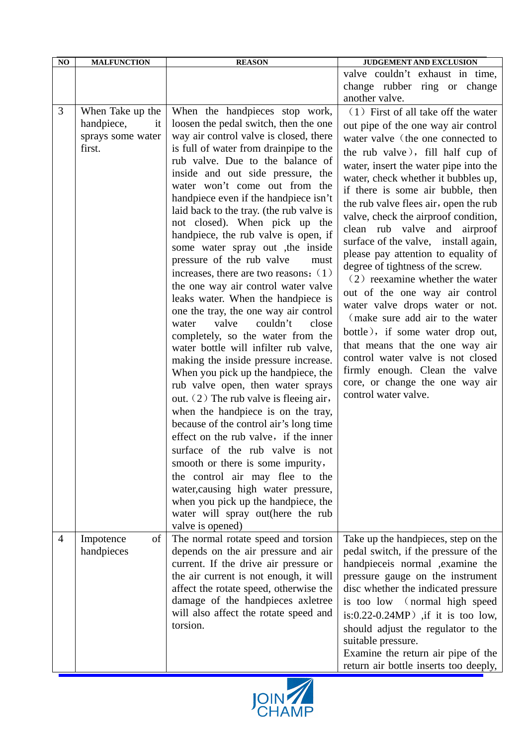| NO | MALFUNCTION | REASON | JUDGEMENT AND EXCLUSION |
|---|---|---|---|
| | | | valve couldn't exhaust in time, change rubber ring or change another valve. |
| 3 | When Take up the handpiece, it sprays some water first. | When the handpieces stop work, loosen the pedal switch, then the one way air control valve is closed, there is full of water from drainpipe to the rub valve. Due to the balance of inside and out side pressure, the water won't come out from the handpiece even if the handpiece isn't laid back to the tray. (the rub valve is not closed). When pick up the handpiece, the rub valve is open, if some water spray out ,the inside pressure of the rub valve must increases, there are two reasons:（1）the one way air control water valve leaks water. When the handpiece is one the tray, the one way air control water valve couldn't close completely, so the water from the water bottle will infilter rub valve, making the inside pressure increase. When you pick up the handpiece, the rub valve open, then water sprays out.（2）The rub valve is fleeing air，when the handpiece is on the tray, because of the control air's long time effect on the rub valve，if the inner surface of the rub valve is not smooth or there is some impurity，the control air may flee to the water,causing high water pressure, when you pick up the handpiece, the water will spray out(here the rub valve is opened) | （1）First of all take off the water out pipe of the one way air control water valve（the one connected to the rub valve），fill half cup of water, insert the water pipe into the water, check whether it bubbles up, if there is some air bubble, then the rub valve flees air，open the rub valve, check the airproof condition, clean rub valve and airproof surface of the valve, install again, please pay attention to equality of degree of tightness of the screw.<br>（2）reexamine whether the water out of the one way air control water valve drops water or not.（make sure add air to the water bottle），if some water drop out, that means that the one way air control water valve is not closed firmly enough. Clean the valve core, or change the one way air control water valve. |
| 4 | Impotence of handpieces | The normal rotate speed and torsion depends on the air pressure and air current. If the drive air pressure or the air current is not enough, it will affect the rotate speed, otherwise the damage of the handpieces axletree will also affect the rotate speed and torsion. | Take up the handpieces, step on the pedal switch, if the pressure of the handpieceis normal ,examine the pressure gauge on the instrument disc whether the indicated pressure is too low （normal high speed is:0.22-0.24MP）,if it is too low, should adjust the regulator to the suitable pressure.<br>Examine the return air pipe of the return air bottle inserts too deeply, |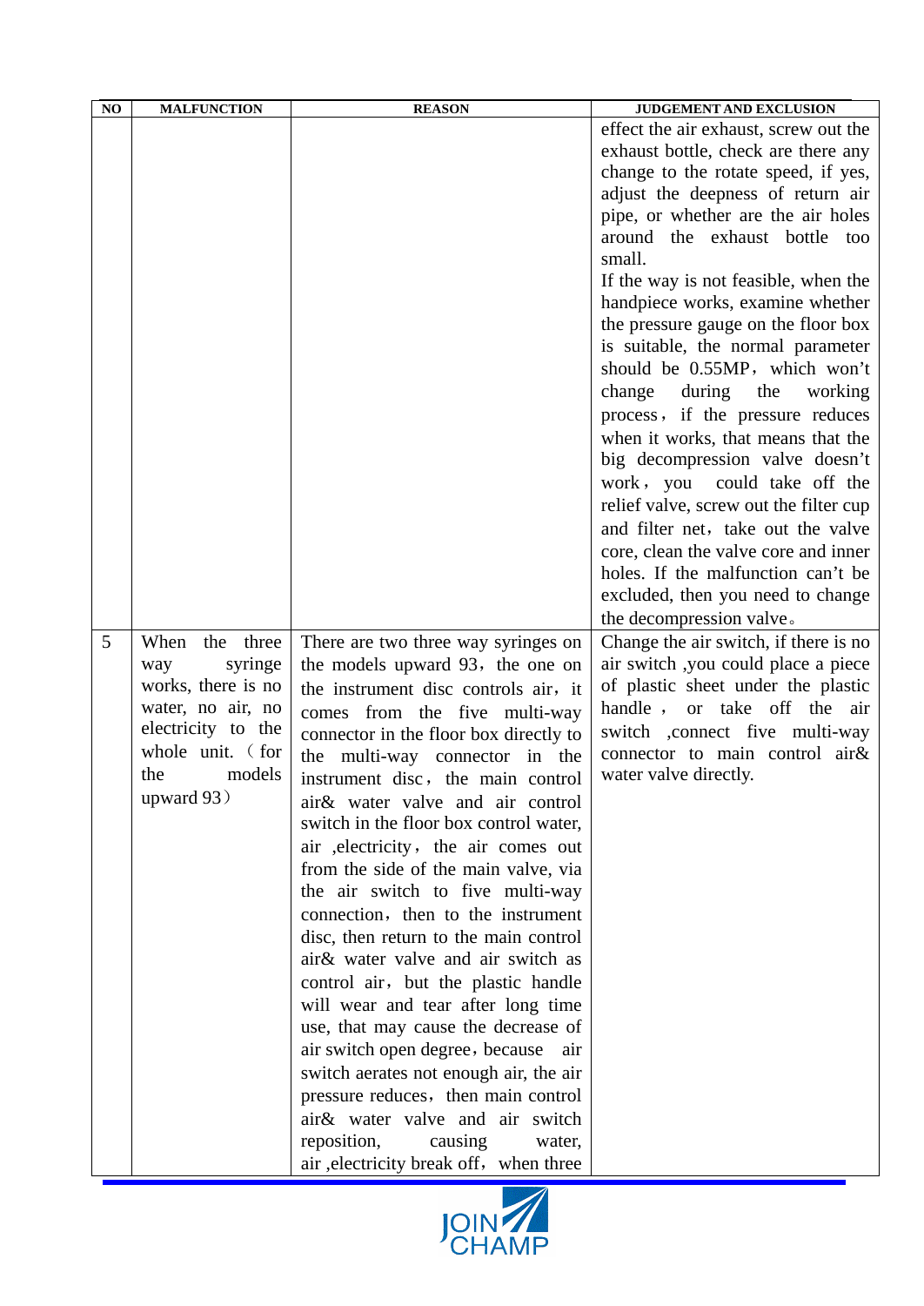| NO | MALFUNCTION | REASON | JUDGEMENT AND EXCLUSION |
|---|---|---|---|
| | | | effect the air exhaust, screw out the exhaust bottle, check are there any change to the rotate speed, if yes, adjust the deepness of return air pipe, or whether are the air holes around the exhaust bottle too small.<br>If the way is not feasible, when the handpiece works, examine whether the pressure gauge on the floor box is suitable, the normal parameter should be 0.55MP，which won't change during the working process，if the pressure reduces when it works, that means that the big decompression valve doesn't work，you could take off the relief valve, screw out the filter cup and filter net，take out the valve core, clean the valve core and inner holes. If the malfunction can't be excluded, then you need to change the decompression valve。 |
| 5 | When the three way syringe works, there is no water, no air, no electricity to the whole unit.（for the models upward 93） | There are two three way syringes on the models upward 93，the one on the instrument disc controls air，it comes from the five multi-way connector in the floor box directly to the multi-way connector in the instrument disc，the main control air& water valve and air control switch in the floor box control water, air ,electricity，the air comes out from the side of the main valve, via the air switch to five multi-way connection，then to the instrument disc, then return to the main control air& water valve and air switch as control air，but the plastic handle will wear and tear after long time use, that may cause the decrease of air switch open degree，because air switch aerates not enough air, the air pressure reduces，then main control air& water valve and air switch reposition, causing water, air ,electricity break off，when three | Change the air switch, if there is no air switch ,you could place a piece of plastic sheet under the plastic handle，or take off the air switch ,connect five multi-way connector to main control air& water valve directly. |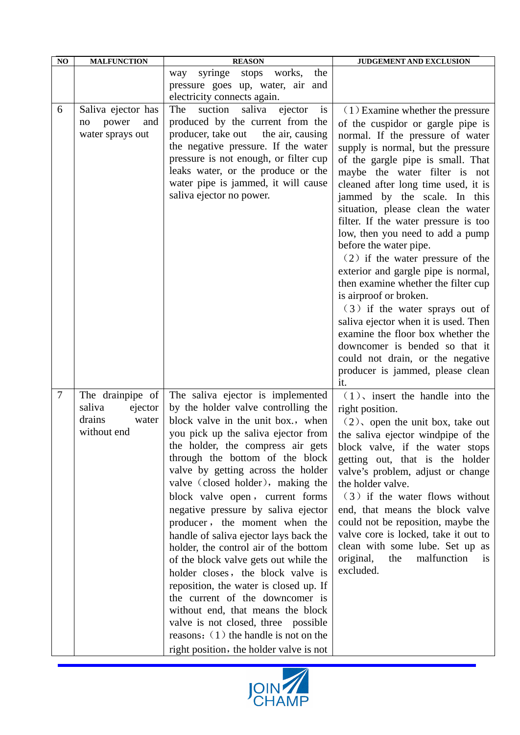| NO | MALFUNCTION | REASON | JUDGEMENT AND EXCLUSION |
|---|---|---|---|
| | | way syringe stops works, the pressure goes up, water, air and electricity connects again. | |
| 6 | Saliva ejector has no power and water sprays out | The suction saliva ejector is produced by the current from the producer, take out the air, causing the negative pressure. If the water pressure is not enough, or filter cup leaks water, or the produce or the water pipe is jammed, it will cause saliva ejector no power. | （1）Examine whether the pressure of the cuspidor or gargle pipe is normal. If the pressure of water supply is normal, but the pressure of the gargle pipe is small. That maybe the water filter is not cleaned after long time used, it is jammed by the scale. In this situation, please clean the water filter. If the water pressure is too low, then you need to add a pump before the water pipe.<br>（2）if the water pressure of the exterior and gargle pipe is normal, then examine whether the filter cup is airproof or broken.<br>（3）if the water sprays out of saliva ejector when it is used. Then examine the floor box whether the downcomer is bended so that it could not drain, or the negative producer is jammed, please clean it. |
| 7 | The drainpipe of saliva ejector drains water without end | The saliva ejector is implemented by the holder valve controlling the block valve in the unit box.，when you pick up the saliva ejector from the holder, the compress air gets through the bottom of the block valve by getting across the holder valve（closed holder），making the block valve open，current forms negative pressure by saliva ejector producer，the moment when the handle of saliva ejector lays back the holder, the control air of the bottom of the block valve gets out while the holder closes，the block valve is reposition, the water is closed up. If the current of the downcomer is without end, that means the block valve is not closed, three possible reasons：（1）the handle is not on the right position，the holder valve is not | （1）、insert the handle into the right position.<br>（2）、open the unit box, take out the saliva ejector windpipe of the block valve, if the water stops getting out, that is the holder valve's problem, adjust or change the holder valve.<br>（3）if the water flows without end, that means the block valve could not be reposition, maybe the valve core is locked, take it out to clean with some lube. Set up as original, the malfunction is excluded. |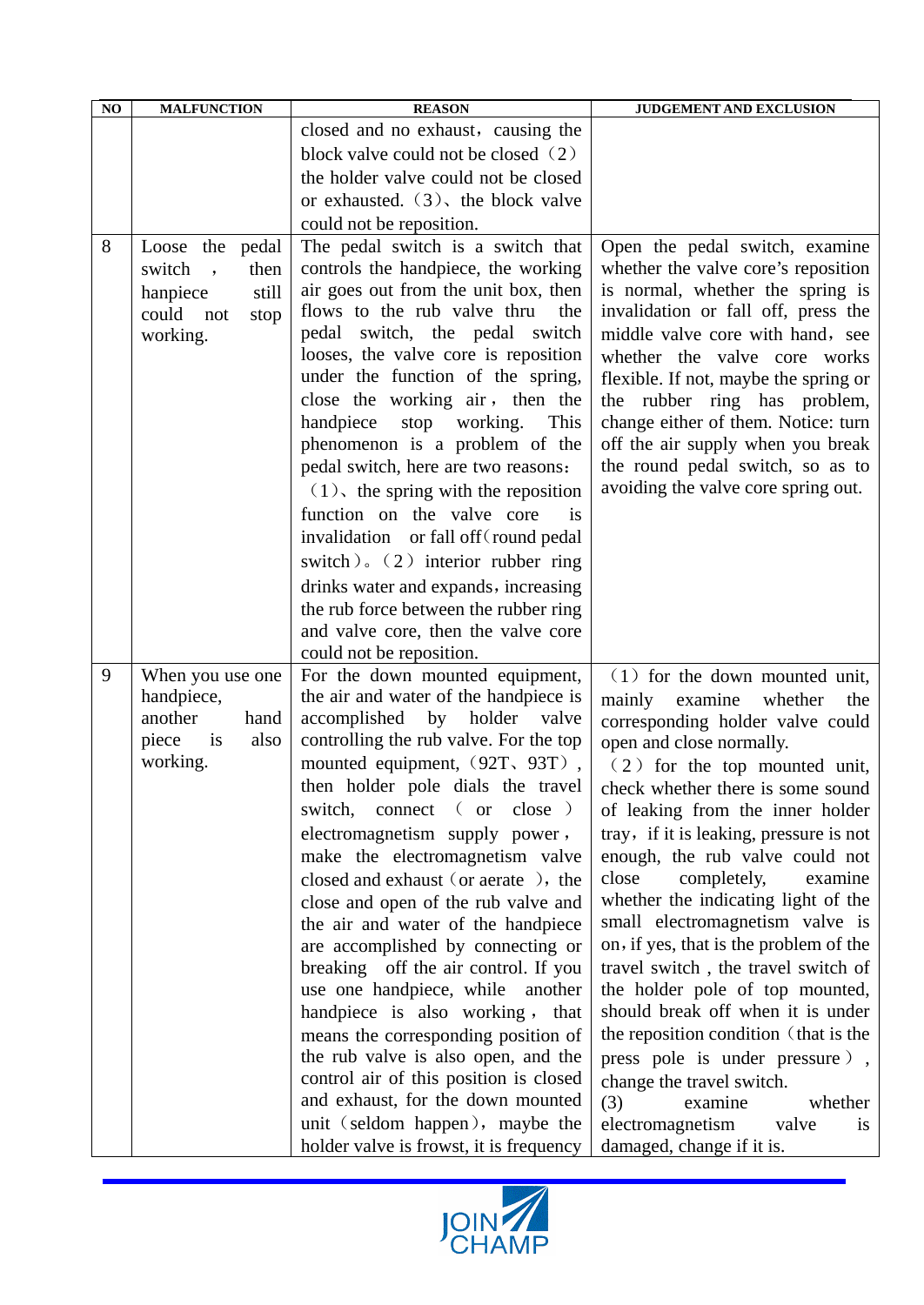| NO | MALFUNCTION | REASON | JUDGEMENT AND EXCLUSION |
|---|---|---|---|
| | | closed and no exhaust，causing the block valve could not be closed（2）the holder valve could not be closed or exhausted.（3）、the block valve could not be reposition. | |
| 8 | Loose the pedal switch ， then hanpiece still could not stop working. | The pedal switch is a switch that controls the handpiece, the working air goes out from the unit box, then flows to the rub valve thru the pedal switch, the pedal switch looses, the valve core is reposition under the function of the spring, close the working air， then the handpiece stop working. This phenomenon is a problem of the pedal switch, here are two reasons：（1）、the spring with the reposition function on the valve core is invalidation or fall off（round pedal switch）。（2）interior rubber ring drinks water and expands，increasing the rub force between the rubber ring and valve core, then the valve core could not be reposition. | Open the pedal switch, examine whether the valve core's reposition is normal, whether the spring is invalidation or fall off, press the middle valve core with hand，see whether the valve core works flexible. If not, maybe the spring or the rubber ring has problem, change either of them. Notice: turn off the air supply when you break the round pedal switch, so as to avoiding the valve core spring out. |
| 9 | When you use one handpiece, another hand piece is also working. | For the down mounted equipment, the air and water of the handpiece is accomplished by holder valve controlling the rub valve. For the top mounted equipment,（92T、93T）, then holder pole dials the travel switch, connect （ or close ） electromagnetism supply power，make the electromagnetism valve closed and exhaust（or aerate ），the close and open of the rub valve and the air and water of the handpiece are accomplished by connecting or breaking off the air control. If you use one handpiece, while another handpiece is also working， that means the corresponding position of the rub valve is also open, and the control air of this position is closed and exhaust, for the down mounted unit（seldom happen），maybe the holder valve is frowst, it is frequency | （1）for the down mounted unit, mainly examine whether the corresponding holder valve could open and close normally.（2）for the top mounted unit, check whether there is some sound of leaking from the inner holder tray，if it is leaking, pressure is not enough, the rub valve could not close completely, examine whether the indicating light of the small electromagnetism valve is on，if yes, that is the problem of the travel switch , the travel switch of the holder pole of top mounted, should break off when it is under the reposition condition（that is the press pole is under pressure）, change the travel switch.（3） examine whether electromagnetism valve is damaged, change if it is. |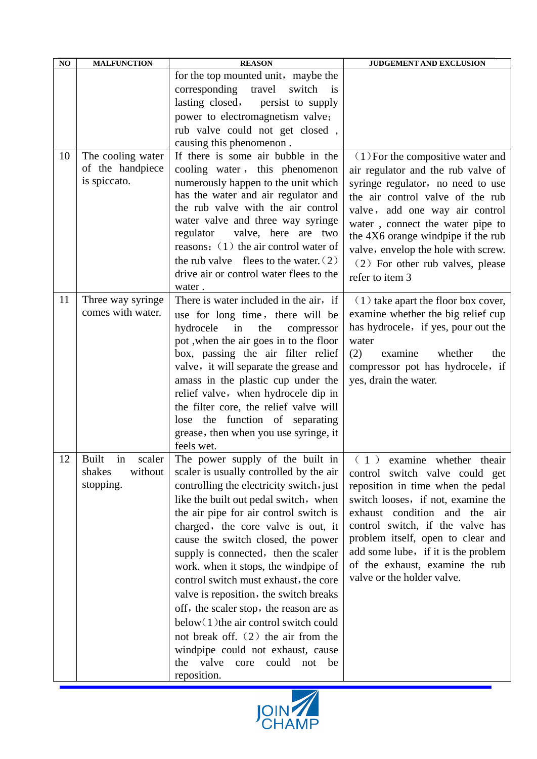| NO | MALFUNCTION | REASON | JUDGEMENT AND EXCLUSION |
|---|---|---|---|
| | | for the top mounted unit，maybe the corresponding travel switch is lasting closed， persist to supply power to electromagnetism valve；rub valve could not get closed , causing this phenomenon . | |
| 10 | The cooling water of the handpiece is spiccato. | If there is some air bubble in the cooling water，this phenomenon numerously happen to the unit which has the water and air regulator and the rub valve with the air control water valve and three way syringe regulator valve, here are two reasons：（1）the air control water of the rub valve flees to the water.（2）drive air or control water flees to the water . | （1）For the compositive water and air regulator and the rub valve of syringe regulator，no need to use the air control valve of the rub valve，add one way air control water , connect the water pipe to the 4X6 orange windpipe if the rub valve，envelop the hole with screw.<br>（2）For other rub valves, please refer to item 3 |
| 11 | Three way syringe comes with water. | There is water included in the air，if use for long time，there will be hydrocele in the compressor pot ,when the air goes in to the floor box, passing the air filter relief valve，it will separate the grease and amass in the plastic cup under the relief valve，when hydrocele dip in the filter core, the relief valve will lose the function of separating grease，then when you use syringe, it feels wet. | （1）take apart the floor box cover, examine whether the big relief cup has hydrocele，if yes, pour out the water<br>(2) examine whether the compressor pot has hydrocele，if yes, drain the water. |
| 12 | Built in scaler shakes without stopping. | The power supply of the built in scaler is usually controlled by the air controlling the electricity switch，just like the built out pedal switch，when the air pipe for air control switch is charged，the core valve is out, it cause the switch closed, the power supply is connected，then the scaler work. when it stops, the windpipe of control switch must exhaust，the core valve is reposition，the switch breaks off，the scaler stop，the reason are as below（1）the air control switch could not break off.（2）the air from the windpipe could not exhaust, cause the valve core could not be reposition. | （1）examine whether theair control switch valve could get reposition in time when the pedal switch looses，if not, examine the exhaust condition and the air control switch, if the valve has problem itself, open to clear and add some lube，if it is the problem of the exhaust, examine the rub valve or the holder valve. |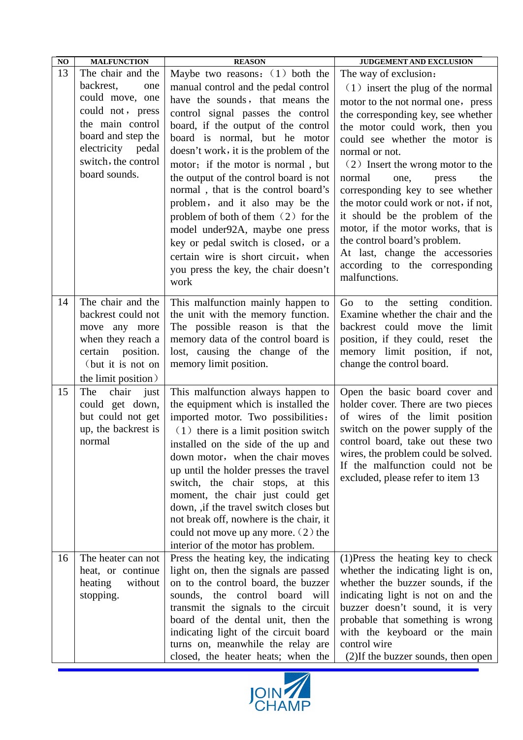| NO | MALFUNCTION | REASON | JUDGEMENT AND EXCLUSION |
|---|---|---|---|
| 13 | The chair and the backrest, one could move, one could not，press the main control board and step the electricity pedal switch，the control board sounds. | Maybe two reasons：（1）both the manual control and the pedal control have the sounds，that means the control signal passes the control board, if the output of the control board is normal, but he motor doesn't work，it is the problem of the motor；if the motor is normal , but the output of the control board is not normal , that is the control board's problem，and it also may be the problem of both of them（2）for the model under92A, maybe one press key or pedal switch is closed，or a certain wire is short circuit，when you press the key, the chair doesn't work | The way of exclusion：<br>（1）insert the plug of the normal motor to the not normal one，press the corresponding key, see whether the motor could work, then you could see whether the motor is normal or not.<br>（2）Insert the wrong motor to the normal one, press the corresponding key to see whether the motor could work or not，if not, it should be the problem of the motor, if the motor works, that is the control board's problem.<br>At last, change the accessories according to the corresponding malfunctions. |
| 14 | The chair and the backrest could not move any more when they reach a certain position.（but it is not on the limit position） | This malfunction mainly happen to the unit with the memory function. The possible reason is that the memory data of the control board is lost, causing the change of the memory limit position. | Go to the setting condition. Examine whether the chair and the backrest could move the limit position, if they could, reset the memory limit position, if not, change the control board. |
| 15 | The chair just could get down, but could not get up, the backrest is normal | This malfunction always happen to the equipment which is installed the imported motor. Two possibilities：（1）there is a limit position switch installed on the side of the up and down motor，when the chair moves up until the holder presses the travel switch, the chair stops, at this moment, the chair just could get down, ,if the travel switch closes but not break off, nowhere is the chair, it could not move up any more.（2）the interior of the motor has problem. | Open the basic board cover and holder cover. There are two pieces of wires of the limit position switch on the power supply of the control board, take out these two wires, the problem could be solved. If the malfunction could not be excluded, please refer to item 13 |
| 16 | The heater can not heat, or continue heating without stopping. | Press the heating key, the indicating light on, then the signals are passed on to the control board, the buzzer sounds, the control board will transmit the signals to the circuit board of the dental unit, then the indicating light of the circuit board turns on, meanwhile the relay are closed, the heater heats; when the | (1)Press the heating key to check whether the indicating light is on, whether the buzzer sounds, if the indicating light is not on and the buzzer doesn't sound, it is very probable that something is wrong with the keyboard or the main control wire<br>(2)If the buzzer sounds, then open |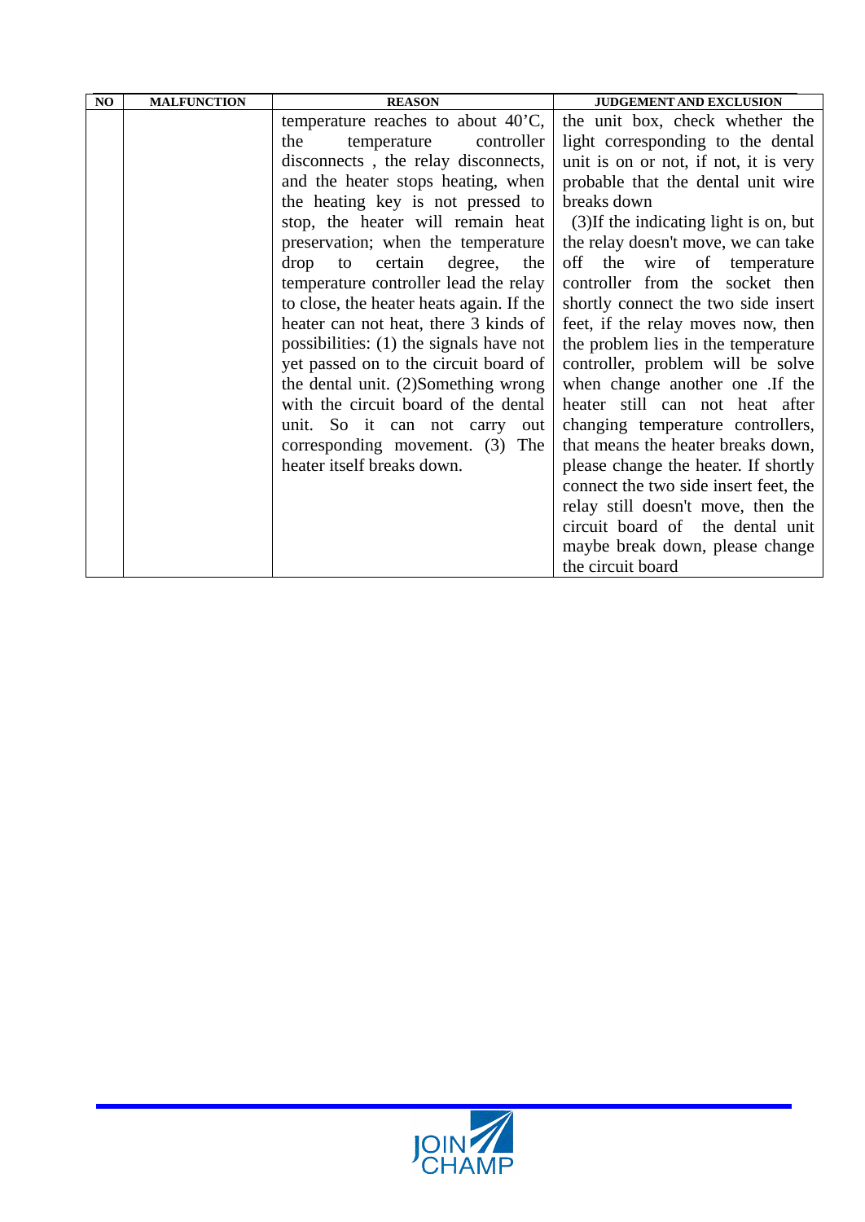| NO | MALFUNCTION | REASON | JUDGEMENT AND EXCLUSION |
|---|---|---|---|
| | | temperature reaches to about 40'C, the temperature controller disconnects , the relay disconnects, and the heater stops heating, when the heating key is not pressed to stop, the heater will remain heat preservation; when the temperature drop to certain degree, the temperature controller lead the relay to close, the heater heats again. If the heater can not heat, there 3 kinds of possibilities: (1) the signals have not yet passed on to the circuit board of the dental unit. (2)Something wrong with the circuit board of the dental unit. So it can not carry out corresponding movement. (3) The heater itself breaks down. | the unit box, check whether the light corresponding to the dental unit is on or not, if not, it is very probable that the dental unit wire breaks down (3)If the indicating light is on, but the relay doesn't move, we can take off the wire of temperature controller from the socket then shortly connect the two side insert feet, if the relay moves now, then the problem lies in the temperature controller, problem will be solve when change another one .If the heater still can not heat after changing temperature controllers, that means the heater breaks down, please change the heater. If shortly connect the two side insert feet, the relay still doesn't move, then the circuit board of the dental unit maybe break down, please change the circuit board |